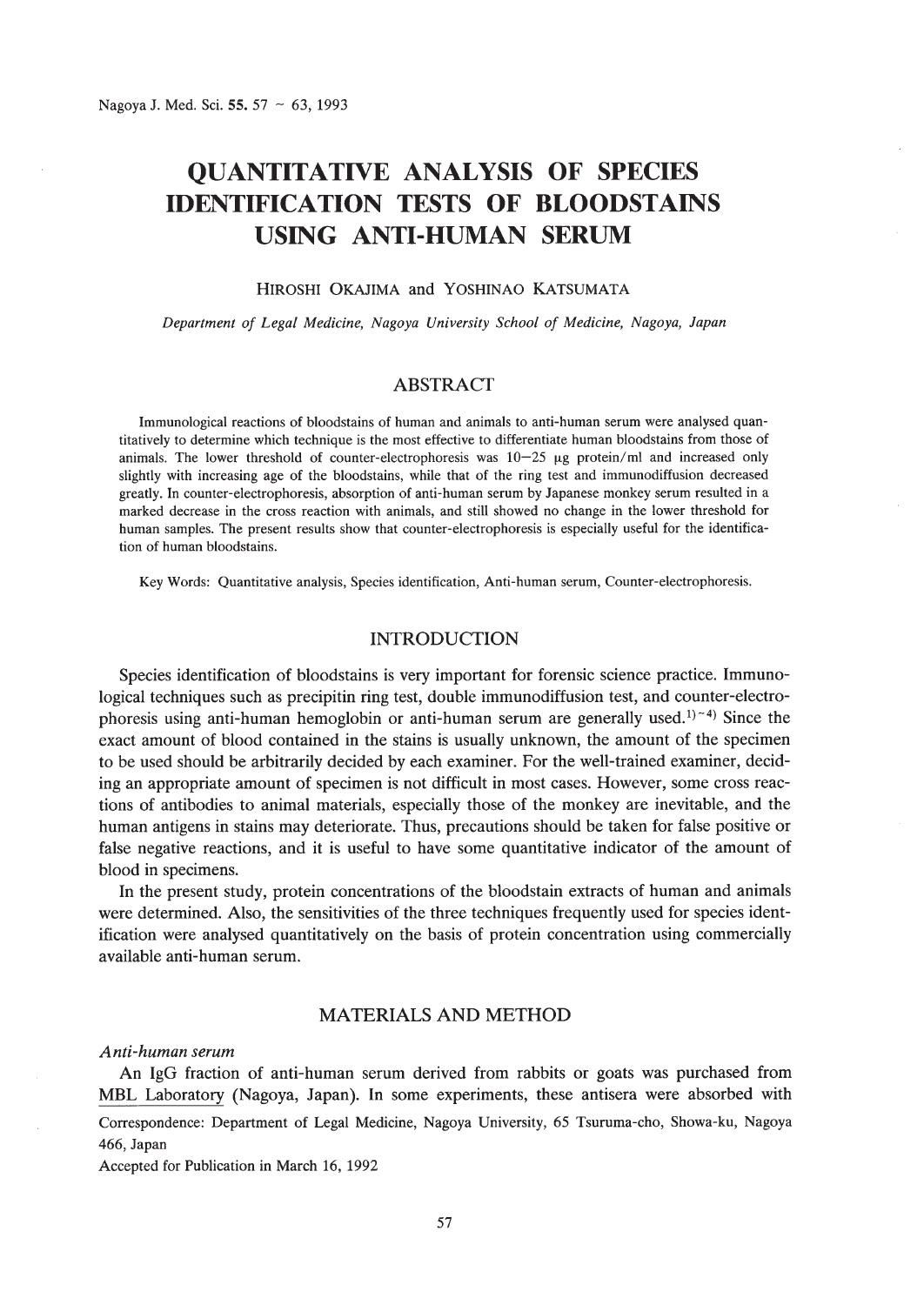# QUANTITATIVE ANALYSIS OF SPECIES IDENTIFICATION TESTS OF BLOODSTAINS USING ANTI-HUMAN SERUM

HIROSHI OKAJIMA and YOSHINAO KATSUMATA

*Department of Legal Medicine, Nagoya University School of Medicine, Nagoya, Japan*

## ABSTRACT

Immunological reactions of bloodstains of human and animals to anti-human serum were analysed quantitatively to determine which technique is the most effective to differentiate human bloodstains from those of animals. The lower threshold of counter-electrophoresis was 10–25 μg protein/ml and increased only slightly with increasing age of the bloodstains, while that of the ring test and immunodiffusion decreased greatly. In counter-electrophoresis, absorption of anti-human serum by Japanese monkey serum resulted in a marked decrease in the cross reaction with animals, and still showed no change in the lower threshold for human samples. The present results show that counter-electrophoresis is especially useful for the identification of human bloodstains.

Key Words: Quantitative analysis, Species identification, Anti-human serum, Counter-electrophoresis.

## INTRODUCTION

Species identification of bloodstains is very important for forensic science practice. Immunological techniques such as precipitin ring test, double immunodiffusion test, and counter-electrophoresis using anti-human hemoglobin or anti-human serum are generally used.[1)~4)] Since the exact amount of blood contained in the stains is usually unknown, the amount of the specimen to be used should be arbitrarily decided by each examiner. For the well-trained examiner, deciding an appropriate amount of specimen is not difficult in most cases. However, some cross reactions of antibodies to animal materials, especially those of the monkey are inevitable, and the human antigens in stains may deteriorate. Thus, precautions should be taken for false positive or false negative reactions, and it is useful to have some quantitative indicator of the amount of blood in specimens.

In the present study, protein concentrations of the bloodstain extracts of human and animals were determined. Also, the sensitivities of the three techniques frequently used for species identification were analysed quantitatively on the basis of protein concentration using commercially available anti-human serum.

## MATERIALS AND METHOD

*Anti-human serum*

An IgG fraction of anti-human serum derived from rabbits or goats was purchased from MBL Laboratory (Nagoya, Japan). In some experiments, these antisera were absorbed with

Correspondence: Department of Legal Medicine, Nagoya University, 65 Tsuruma-cho, Showa-ku, Nagoya 466, Japan

Accepted for Publication in March 16, 1992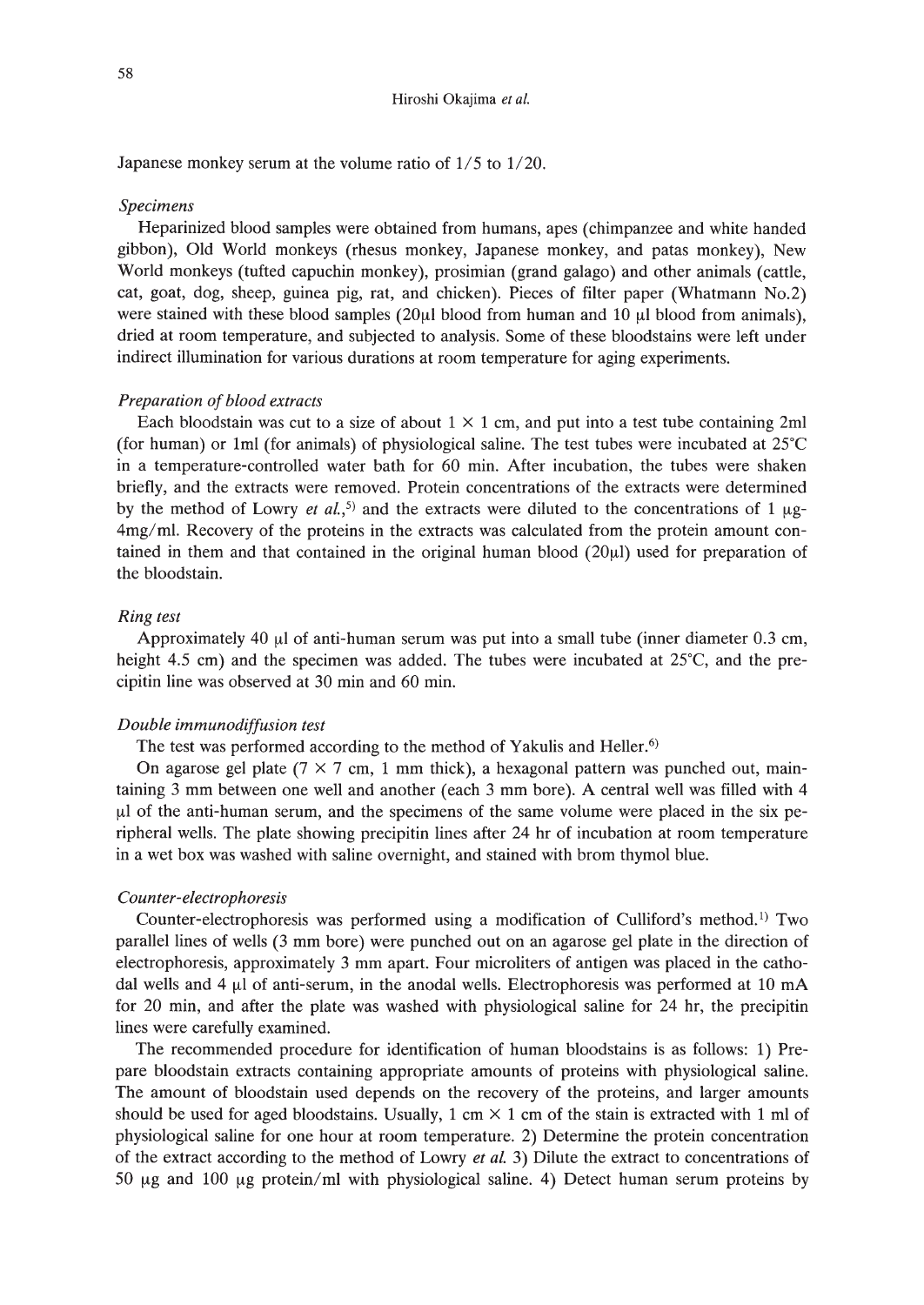Japanese monkey serum at the volume ratio of 1/5 to 1/20.

*Specimens*

Heparinized blood samples were obtained from humans, apes (chimpanzee and white handed gibbon), Old World monkeys (rhesus monkey, Japanese monkey, and patas monkey), New World monkeys (tufted capuchin monkey), prosimian (grand galago) and other animals (cattle, cat, goat, dog, sheep, guinea pig, rat, and chicken). Pieces of filter paper (Whatmann No.2) were stained with these blood samples (20μl blood from human and 10 μl blood from animals), dried at room temperature, and subjected to analysis. Some of these bloodstains were left under indirect illumination for various durations at room temperature for aging experiments.

*Preparation of blood extracts*

Each bloodstain was cut to a size of about 1 × 1 cm, and put into a test tube containing 2ml (for human) or 1ml (for animals) of physiological saline. The test tubes were incubated at 25°C in a temperature-controlled water bath for 60 min. After incubation, the tubes were shaken briefly, and the extracts were removed. Protein concentrations of the extracts were determined by the method of Lowry *et al.*,[5] and the extracts were diluted to the concentrations of 1 μg-4mg/ml. Recovery of the proteins in the extracts was calculated from the protein amount contained in them and that contained in the original human blood (20μl) used for preparation of the bloodstain.

*Ring test*

Approximately 40 μl of anti-human serum was put into a small tube (inner diameter 0.3 cm, height 4.5 cm) and the specimen was added. The tubes were incubated at 25°C, and the precipitin line was observed at 30 min and 60 min.

*Double immunodiffusion test*

The test was performed according to the method of Yakulis and Heller.[6]

On agarose gel plate (7 × 7 cm, 1 mm thick), a hexagonal pattern was punched out, maintaining 3 mm between one well and another (each 3 mm bore). A central well was filled with 4 μl of the anti-human serum, and the specimens of the same volume were placed in the six peripheral wells. The plate showing precipitin lines after 24 hr of incubation at room temperature in a wet box was washed with saline overnight, and stained with brom thymol blue.

*Counter-electrophoresis*

Counter-electrophoresis was performed using a modification of Culliford's method.[1] Two parallel lines of wells (3 mm bore) were punched out on an agarose gel plate in the direction of electrophoresis, approximately 3 mm apart. Four microliters of antigen was placed in the cathodal wells and 4 μl of anti-serum, in the anodal wells. Electrophoresis was performed at 10 mA for 20 min, and after the plate was washed with physiological saline for 24 hr, the precipitin lines were carefully examined.

The recommended procedure for identification of human bloodstains is as follows: 1) Prepare bloodstain extracts containing appropriate amounts of proteins with physiological saline. The amount of bloodstain used depends on the recovery of the proteins, and larger amounts should be used for aged bloodstains. Usually, 1 cm × 1 cm of the stain is extracted with 1 ml of physiological saline for one hour at room temperature. 2) Determine the protein concentration of the extract according to the method of Lowry *et al.* 3) Dilute the extract to concentrations of 50 μg and 100 μg protein/ml with physiological saline. 4) Detect human serum proteins by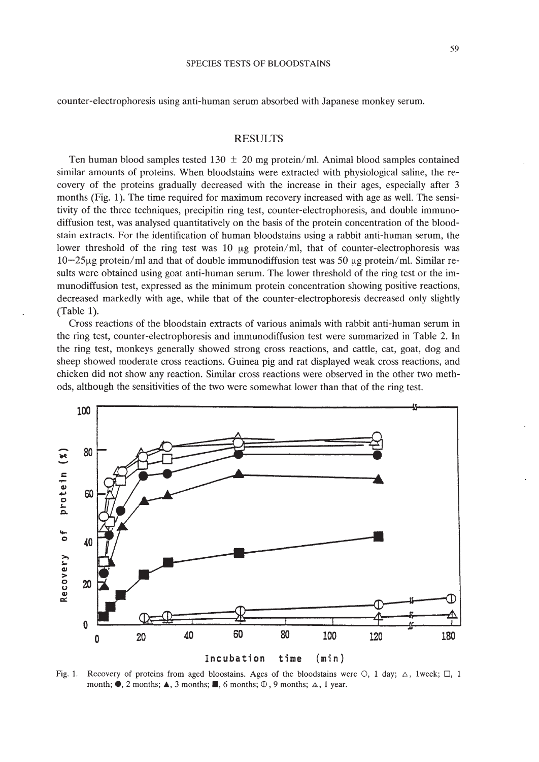counter-electrophoresis using anti-human serum absorbed with Japanese monkey serum.

## RESULTS

Ten human blood samples tested 130 ± 20 mg protein/ml. Animal blood samples contained similar amounts of proteins. When bloodstains were extracted with physiological saline, the recovery of the proteins gradually decreased with the increase in their ages, especially after 3 months (Fig. 1). The time required for maximum recovery increased with age as well. The sensitivity of the three techniques, precipitin ring test, counter-electrophoresis, and double immunodiffusion test, was analysed quantitatively on the basis of the protein concentration of the bloodstain extracts. For the identification of human bloodstains using a rabbit anti-human serum, the lower threshold of the ring test was 10 μg protein/ml, that of counter-electrophoresis was 10–25μg protein/ml and that of double immunodiffusion test was 50 μg protein/ml. Similar results were obtained using goat anti-human serum. The lower threshold of the ring test or the immunodiffusion test, expressed as the minimum protein concentration showing positive reactions, decreased markedly with age, while that of the counter-electrophoresis decreased only slightly (Table 1).

Cross reactions of the bloodstain extracts of various animals with rabbit anti-human serum in the ring test, counter-electrophoresis and immunodiffusion test were summarized in Table 2. In the ring test, monkeys generally showed strong cross reactions, and cattle, cat, goat, dog and sheep showed moderate cross reactions. Guinea pig and rat displayed weak cross reactions, and chicken did not show any reaction. Similar cross reactions were observed in the other two methods, although the sensitivities of the two were somewhat lower than that of the ring test.

Fig. 1. Recovery of proteins from aged bloostains. Ages of the bloodstains were ○, 1 day; △, 1week; □, 1 month; ●, 2 months; ▲, 3 months; ■, 6 months; ⦶, 9 months; ⟁, 1 year.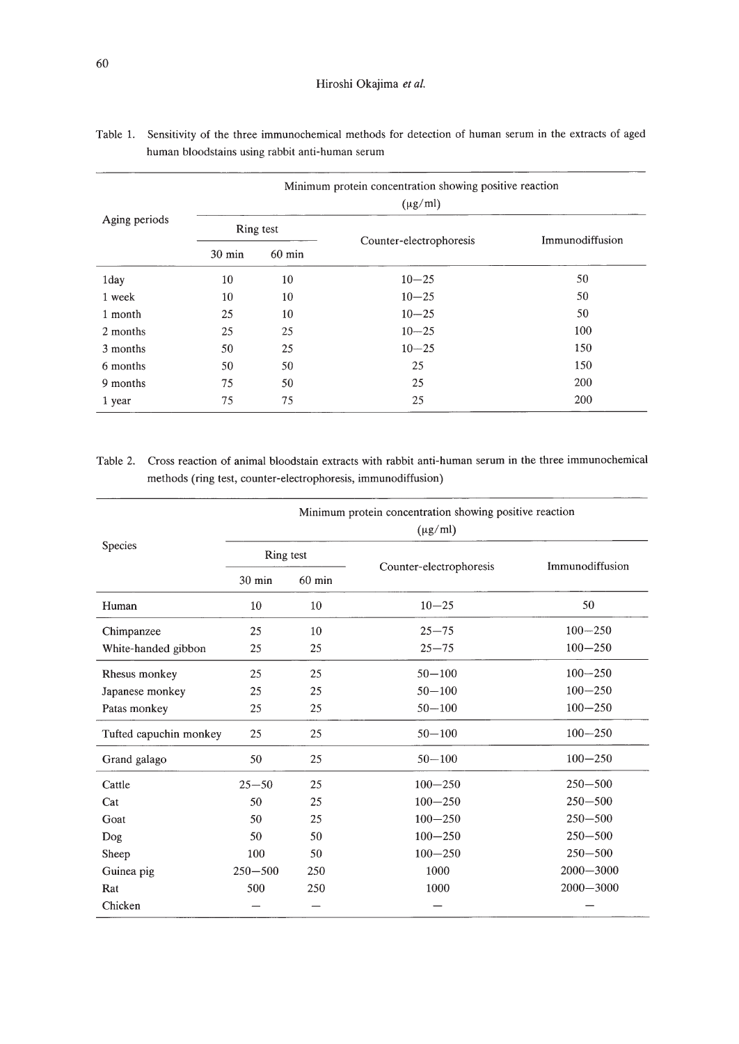Table 1. Sensitivity of the three immunochemical methods for detection of human serum in the extracts of aged human bloodstains using rabbit anti-human serum

| Aging periods | Minimum protein concentration showing positive reaction (μg/ml) | | | |
|---|---|---|---|---|
| | Ring test | | Counter-electrophoresis | Immunodiffusion |
| | 30 min | 60 min | | |
| 1day | 10 | 10 | 10—25 | 50 |
| 1 week | 10 | 10 | 10—25 | 50 |
| 1 month | 25 | 10 | 10—25 | 50 |
| 2 months | 25 | 25 | 10—25 | 100 |
| 3 months | 50 | 25 | 10—25 | 150 |
| 6 months | 50 | 50 | 25 | 150 |
| 9 months | 75 | 50 | 25 | 200 |
| 1 year | 75 | 75 | 25 | 200 |

Table 2. Cross reaction of animal bloodstain extracts with rabbit anti-human serum in the three immunochemical methods (ring test, counter-electrophoresis, immunodiffusion)

| Species | Minimum protein concentration showing positive reaction (μg/ml) | | | |
|---|---|---|---|---|
| | Ring test | | Counter-electrophoresis | Immunodiffusion |
| | 30 min | 60 min | | |
| Human | 10 | 10 | 10—25 | 50 |
| Chimpanzee | 25 | 10 | 25—75 | 100—250 |
| White-handed gibbon | 25 | 25 | 25—75 | 100—250 |
| Rhesus monkey | 25 | 25 | 50—100 | 100—250 |
| Japanese monkey | 25 | 25 | 50—100 | 100—250 |
| Patas monkey | 25 | 25 | 50—100 | 100—250 |
| Tufted capuchin monkey | 25 | 25 | 50—100 | 100—250 |
| Grand galago | 50 | 25 | 50—100 | 100—250 |
| Cattle | 25—50 | 25 | 100—250 | 250—500 |
| Cat | 50 | 25 | 100—250 | 250—500 |
| Goat | 50 | 25 | 100—250 | 250—500 |
| Dog | 50 | 50 | 100—250 | 250—500 |
| Sheep | 100 | 50 | 100—250 | 250—500 |
| Guinea pig | 250—500 | 250 | 1000 | 2000—3000 |
| Rat | 500 | 250 | 1000 | 2000—3000 |
| Chicken | — | — | — | — |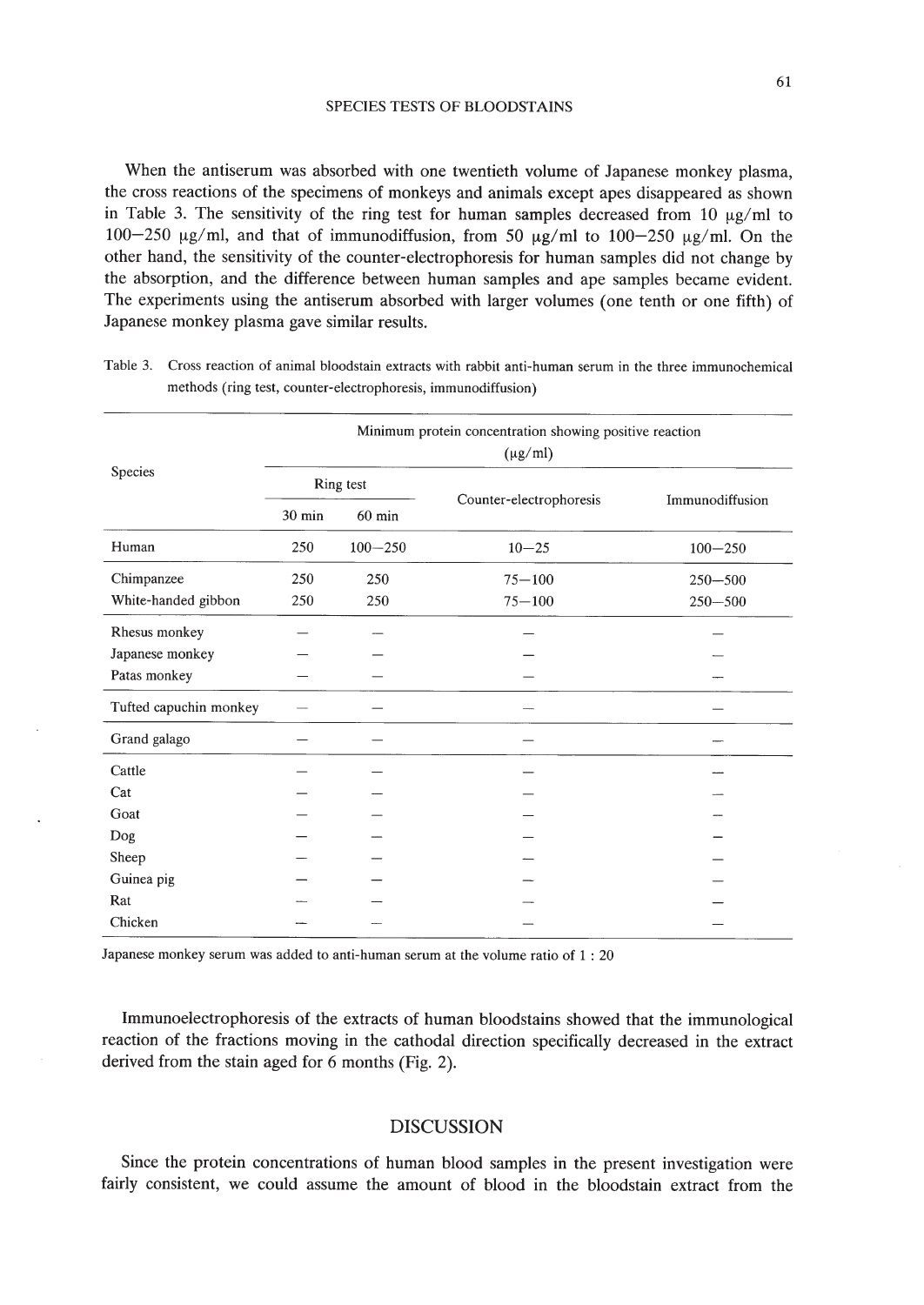When the antiserum was absorbed with one twentieth volume of Japanese monkey plasma, the cross reactions of the specimens of monkeys and animals except apes disappeared as shown in Table 3. The sensitivity of the ring test for human samples decreased from 10 μg/ml to 100—250 μg/ml, and that of immunodiffusion, from 50 μg/ml to 100—250 μg/ml. On the other hand, the sensitivity of the counter-electrophoresis for human samples did not change by the absorption, and the difference between human samples and ape samples became evident. The experiments using the antiserum absorbed with larger volumes (one tenth or one fifth) of Japanese monkey plasma gave similar results.

Table 3. Cross reaction of animal bloodstain extracts with rabbit anti-human serum in the three immunochemical methods (ring test, counter-electrophoresis, immunodiffusion)

| Species | Minimum protein concentration showing positive reaction (μg/ml) | | | |
|---|---|---|---|---|
| | Ring test | | Counter-electrophoresis | Immunodiffusion |
| | 30 min | 60 min | | |
| Human | 250 | 100—250 | 10—25 | 100—250 |
| Chimpanzee | 250 | 250 | 75—100 | 250—500 |
| White-handed gibbon | 250 | 250 | 75—100 | 250—500 |
| Rhesus monkey | — | — | — | — |
| Japanese monkey | — | — | — | — |
| Patas monkey | — | — | — | — |
| Tufted capuchin monkey | — | — | — | — |
| Grand galago | — | — | — | — |
| Cattle | — | — | — | — |
| Cat | — | — | — | — |
| Goat | — | — | — | — |
| Dog | — | — | — | — |
| Sheep | — | — | — | — |
| Guinea pig | — | — | — | — |
| Rat | — | — | — | — |
| Chicken | — | — | — | — |

Japanese monkey serum was added to anti-human serum at the volume ratio of 1 : 20

Immunoelectrophoresis of the extracts of human bloodstains showed that the immunological reaction of the fractions moving in the cathodal direction specifically decreased in the extract derived from the stain aged for 6 months (Fig. 2).

## DISCUSSION

Since the protein concentrations of human blood samples in the present investigation were fairly consistent, we could assume the amount of blood in the bloodstain extract from the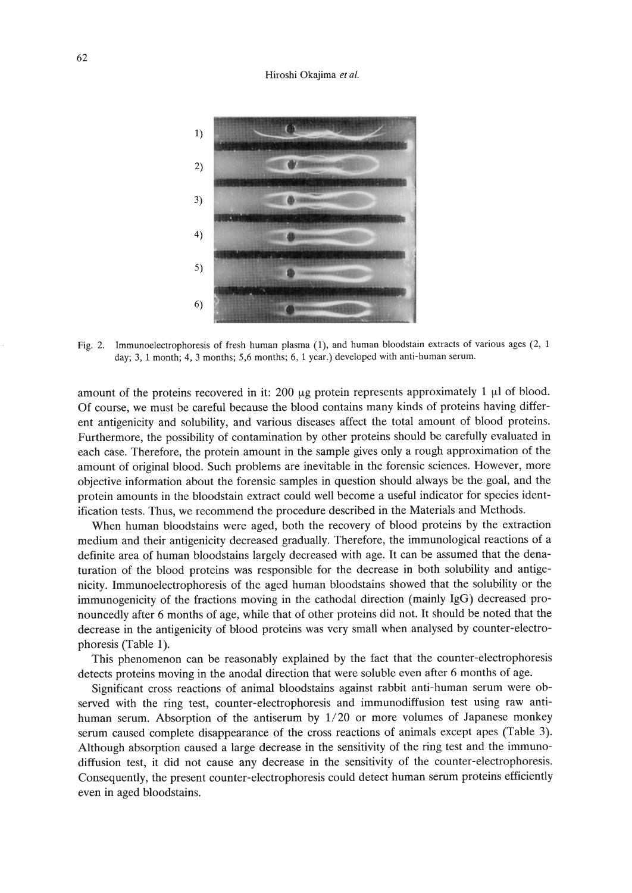Fig. 2. Immunoelectrophoresis of fresh human plasma (1), and human bloodstain extracts of various ages (2, 1 day; 3, 1 month; 4, 3 months; 5,6 months; 6, 1 year.) developed with anti-human serum.

amount of the proteins recovered in it: 200 μg protein represents approximately 1 μl of blood. Of course, we must be careful because the blood contains many kinds of proteins having different antigenicity and solubility, and various diseases affect the total amount of blood proteins. Furthermore, the possibility of contamination by other proteins should be carefully evaluated in each case. Therefore, the protein amount in the sample gives only a rough approximation of the amount of original blood. Such problems are inevitable in the forensic sciences. However, more objective information about the forensic samples in question should always be the goal, and the protein amounts in the bloodstain extract could well become a useful indicator for species identification tests. Thus, we recommend the procedure described in the Materials and Methods.

When human bloodstains were aged, both the recovery of blood proteins by the extraction medium and their antigenicity decreased gradually. Therefore, the immunological reactions of a definite area of human bloodstains largely decreased with age. It can be assumed that the denaturation of the blood proteins was responsible for the decrease in both solubility and antigenicity. Immunoelectrophoresis of the aged human bloodstains showed that the solubility or the immunogenicity of the fractions moving in the cathodal direction (mainly IgG) decreased pronouncedly after 6 months of age, while that of other proteins did not. It should be noted that the decrease in the antigenicity of blood proteins was very small when analysed by counter-electrophoresis (Table 1).

This phenomenon can be reasonably explained by the fact that the counter-electrophoresis detects proteins moving in the anodal direction that were soluble even after 6 months of age.

Significant cross reactions of animal bloodstains against rabbit anti-human serum were observed with the ring test, counter-electrophoresis and immunodiffusion test using raw anti-human serum. Absorption of the antiserum by 1/20 or more volumes of Japanese monkey serum caused complete disappearance of the cross reactions of animals except apes (Table 3). Although absorption caused a large decrease in the sensitivity of the ring test and the immunodiffusion test, it did not cause any decrease in the sensitivity of the counter-electrophoresis. Consequently, the present counter-electrophoresis could detect human serum proteins efficiently even in aged bloodstains.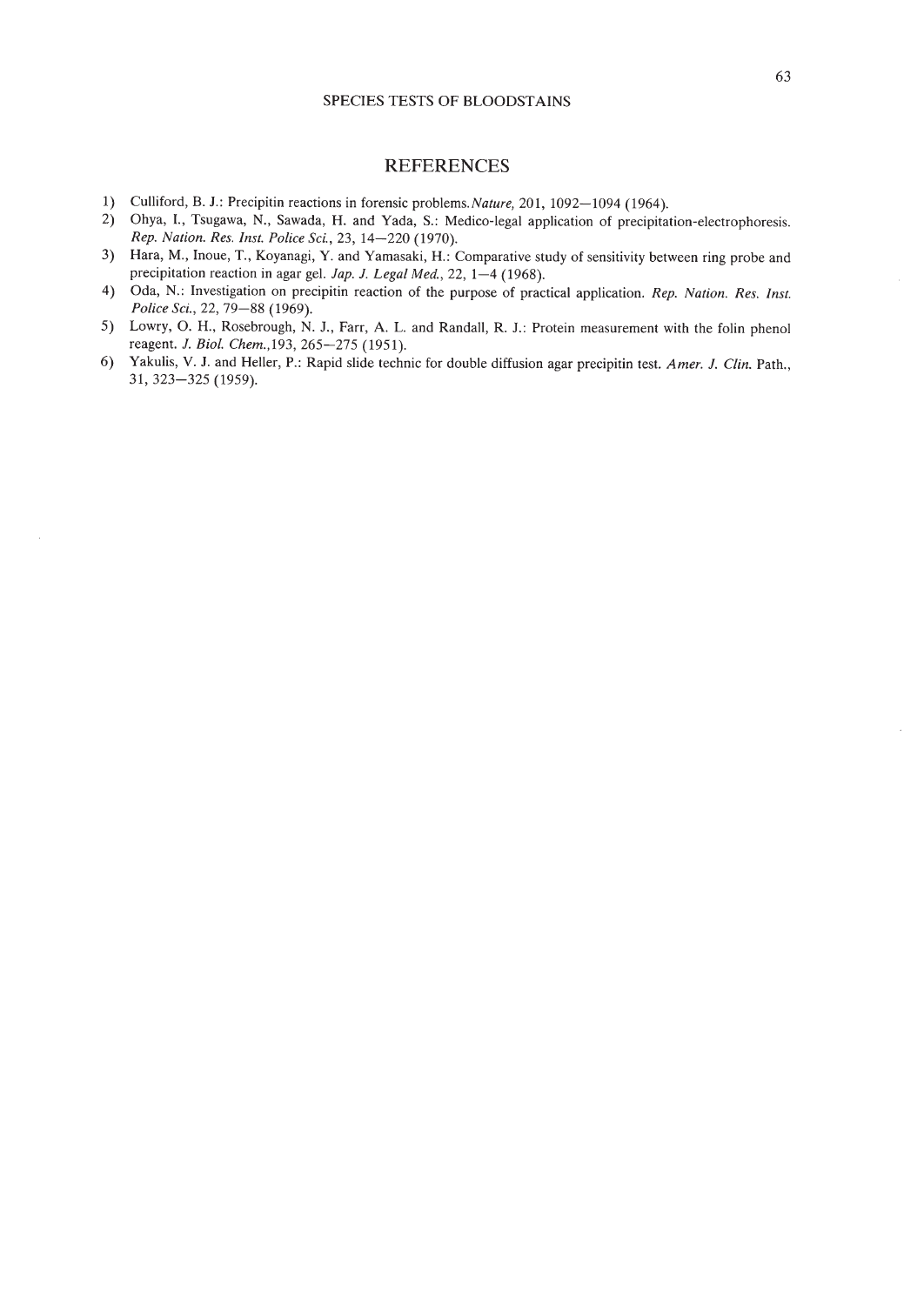## REFERENCES

1) Culliford, B. J.: Precipitin reactions in forensic problems. *Nature,* 201, 1092—1094 (1964).
2) Ohya, I., Tsugawa, N., Sawada, H. and Yada, S.: Medico-legal application of precipitation-electrophoresis. *Rep. Nation. Res. Inst. Police Sci.,* 23, 14—220 (1970).
3) Hara, M., Inoue, T., Koyanagi, Y. and Yamasaki, H.: Comparative study of sensitivity between ring probe and precipitation reaction in agar gel. *Jap. J. Legal Med.,* 22, 1—4 (1968).
4) Oda, N.: Investigation on precipitin reaction of the purpose of practical application. *Rep. Nation. Res. Inst. Police Sci.,* 22, 79—88 (1969).
5) Lowry, O. H., Rosebrough, N. J., Farr, A. L. and Randall, R. J.: Protein measurement with the folin phenol reagent. *J. Biol. Chem.,*193, 265—275 (1951).
6) Yakulis, V. J. and Heller, P.: Rapid slide technic for double diffusion agar precipitin test. *Amer. J. Clin.* Path., 31, 323—325 (1959).